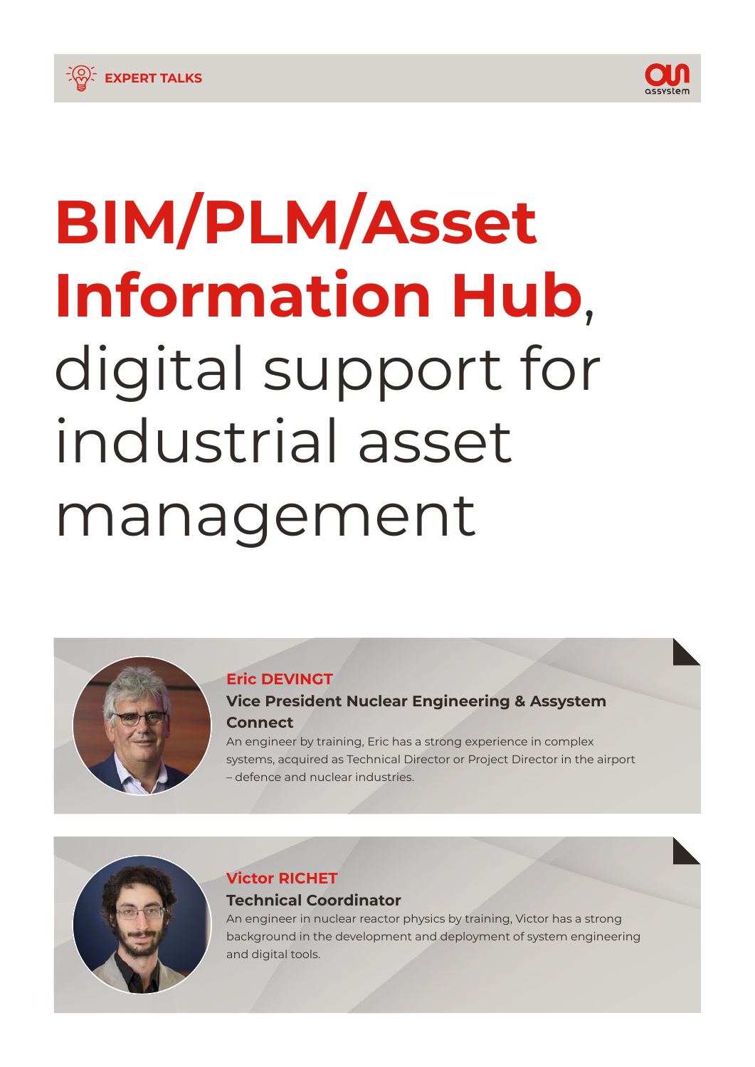EXPERT TALKS

# **BIM/PLM/Asset Information Hub**, digital support for industrial asset management

**Eric DEVINGT**

**Vice President Nuclear Engineering & Assystem Connect**

An engineer by training, Eric has a strong experience in complex systems, acquired as Technical Director or Project Director in the airport – defence and nuclear industries.

**Victor RICHET**

**Technical Coordinator**

An engineer in nuclear reactor physics by training, Victor has a strong background in the development and deployment of system engineering and digital tools.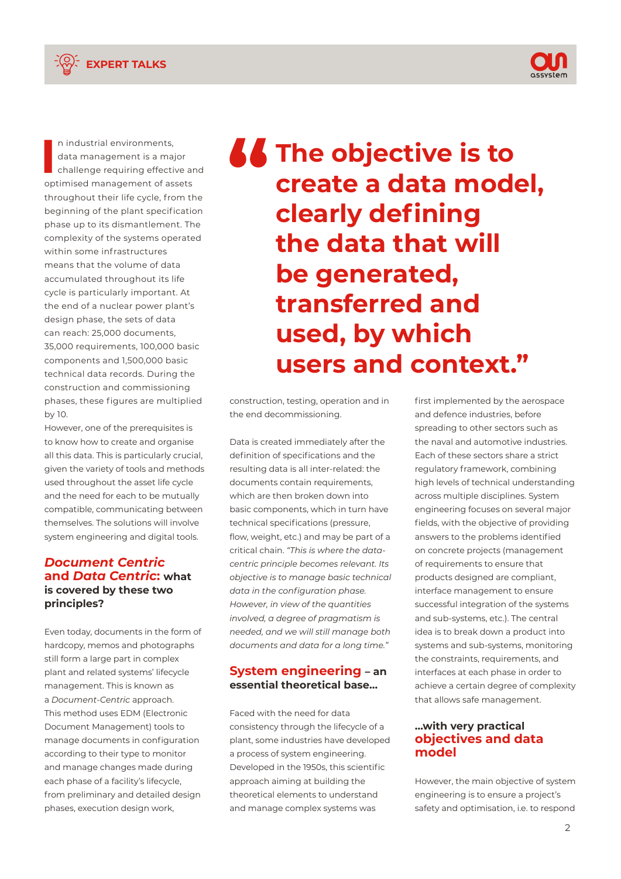In industrial environments, data management is a major challenge requiring effective and optimised management of assets throughout their life cycle, from the beginning of the plant specification phase up to its dismantlement. The complexity of the systems operated within some infrastructures means that the volume of data accumulated throughout its life cycle is particularly important. At the end of a nuclear power plant's design phase, the sets of data can reach: 25,000 documents, 35,000 requirements, 100,000 basic components and 1,500,000 basic technical data records. During the construction and commissioning phases, these figures are multiplied by 10.

However, one of the prerequisites is to know how to create and organise all this data. This is particularly crucial, given the variety of tools and methods used throughout the asset life cycle and the need for each to be mutually compatible, communicating between themselves. The solutions will involve system engineering and digital tools.

## *Document Centric* and *Data Centric*: what is covered by these two principles?

Even today, documents in the form of hardcopy, memos and photographs still form a large part in complex plant and related systems' lifecycle management. This is known as a *Document-Centric* approach. This method uses EDM (Electronic Document Management) tools to manage documents in configuration according to their type to monitor and manage changes made during each phase of a facility's lifecycle, from preliminary and detailed design phases, execution design work, construction, testing, operation and in the end decommissioning.

> **"The objective is to create a data model, clearly defining the data that will be generated, transferred and used, by which users and context."**

Data is created immediately after the definition of specifications and the resulting data is all inter-related: the documents contain requirements, which are then broken down into basic components, which in turn have technical specifications (pressure, flow, weight, etc.) and may be part of a critical chain. *"This is where the data-centric principle becomes relevant. Its objective is to manage basic technical data in the configuration phase. However, in view of the quantities involved, a degree of pragmatism is needed, and we will still manage both documents and data for a long time."*

## System engineering – an essential theoretical base...

Faced with the need for data consistency through the lifecycle of a plant, some industries have developed a process of system engineering. Developed in the 1950s, this scientific approach aiming at building the theoretical elements to understand and manage complex systems was first implemented by the aerospace and defence industries, before spreading to other sectors such as the naval and automotive industries. Each of these sectors share a strict regulatory framework, combining high levels of technical understanding across multiple disciplines. System engineering focuses on several major fields, with the objective of providing answers to the problems identified on concrete projects (management of requirements to ensure that products designed are compliant, interface management to ensure successful integration of the systems and sub-systems, etc.). The central idea is to break down a product into systems and sub-systems, monitoring the constraints, requirements, and interfaces at each phase in order to achieve a certain degree of complexity that allows safe management.

## ...with very practical objectives and data model

However, the main objective of system engineering is to ensure a project's safety and optimisation, i.e. to respond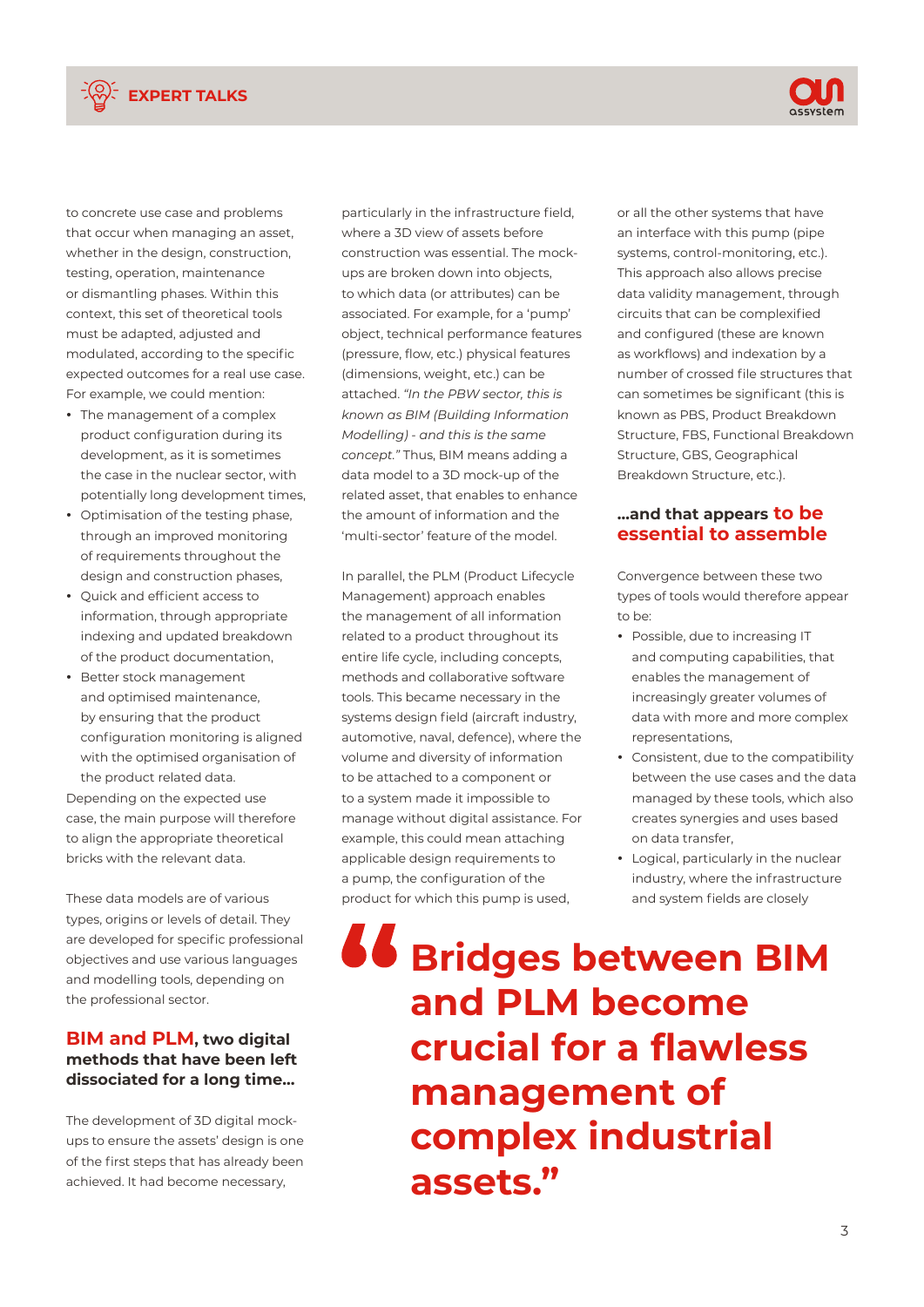to concrete use case and problems that occur when managing an asset, whether in the design, construction, testing, operation, maintenance or dismantling phases. Within this context, this set of theoretical tools must be adapted, adjusted and modulated, according to the specific expected outcomes for a real use case. For example, we could mention:

- The management of a complex product configuration during its development, as it is sometimes the case in the nuclear sector, with potentially long development times,
- Optimisation of the testing phase, through an improved monitoring of requirements throughout the design and construction phases,
- Quick and efficient access to information, through appropriate indexing and updated breakdown of the product documentation,
- Better stock management and optimised maintenance, by ensuring that the product configuration monitoring is aligned with the optimised organisation of the product related data.

Depending on the expected use case, the main purpose will therefore to align the appropriate theoretical bricks with the relevant data.

These data models are of various types, origins or levels of detail. They are developed for specific professional objectives and use various languages and modelling tools, depending on the professional sector.

### BIM and PLM, two digital methods that have been left dissociated for a long time...

The development of 3D digital mock-ups to ensure the assets' design is one of the first steps that has already been achieved. It had become necessary, particularly in the infrastructure field, where a 3D view of assets before construction was essential. The mock-ups are broken down into objects, to which data (or attributes) can be associated. For example, for a 'pump' object, technical performance features (pressure, flow, etc.) physical features (dimensions, weight, etc.) can be attached. *"In the PBW sector, this is known as BIM (Building Information Modelling) - and this is the same concept."* Thus, BIM means adding a data model to a 3D mock-up of the related asset, that enables to enhance the amount of information and the 'multi-sector' feature of the model.

In parallel, the PLM (Product Lifecycle Management) approach enables the management of all information related to a product throughout its entire life cycle, including concepts, methods and collaborative software tools. This became necessary in the systems design field (aircraft industry, automotive, naval, defence), where the volume and diversity of information to be attached to a component or to a system made it impossible to manage without digital assistance. For example, this could mean attaching applicable design requirements to a pump, the configuration of the product for which this pump is used, or all the other systems that have an interface with this pump (pipe systems, control-monitoring, etc.). This approach also allows precise data validity management, through circuits that can be complexified and configured (these are known as workflows) and indexation by a number of crossed file structures that can sometimes be significant (this is known as PBS, Product Breakdown Structure, FBS, Functional Breakdown Structure, GBS, Geographical Breakdown Structure, etc.).

### ...and that appears to be essential to assemble

Convergence between these two types of tools would therefore appear to be:

- Possible, due to increasing IT and computing capabilities, that enables the management of increasingly greater volumes of data with more and more complex representations,
- Consistent, due to the compatibility between the use cases and the data managed by these tools, which also creates synergies and uses based on data transfer,
- Logical, particularly in the nuclear industry, where the infrastructure and system fields are closely

> **"Bridges between BIM and PLM become crucial for a flawless management of complex industrial assets."**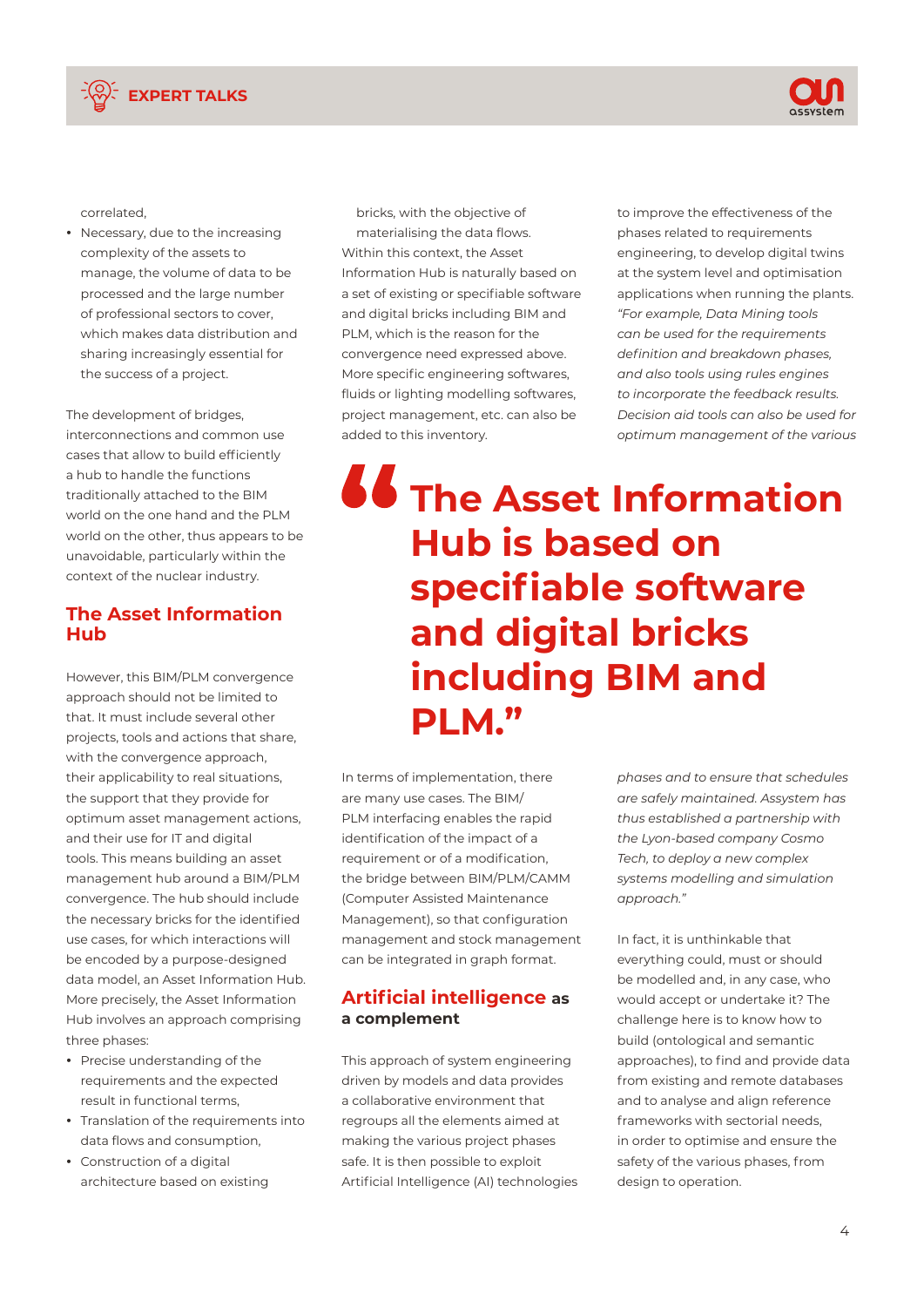correlated,
- Necessary, due to the increasing complexity of the assets to manage, the volume of data to be processed and the large number of professional sectors to cover, which makes data distribution and sharing increasingly essential for the success of a project.

The development of bridges, interconnections and common use cases that allow to build efficiently a hub to handle the functions traditionally attached to the BIM world on the one hand and the PLM world on the other, thus appears to be unavoidable, particularly within the context of the nuclear industry.

## The Asset Information Hub

However, this BIM/PLM convergence approach should not be limited to that. It must include several other projects, tools and actions that share, with the convergence approach, their applicability to real situations, the support that they provide for optimum asset management actions, and their use for IT and digital tools. This means building an asset management hub around a BIM/PLM convergence. The hub should include the necessary bricks for the identified use cases, for which interactions will be encoded by a purpose-designed data model, an Asset Information Hub. More precisely, the Asset Information Hub involves an approach comprising three phases:

- Precise understanding of the requirements and the expected result in functional terms,
- Translation of the requirements into data flows and consumption,
- Construction of a digital architecture based on existing bricks, with the objective of materialising the data flows.

Within this context, the Asset Information Hub is naturally based on a set of existing or specifiable software and digital bricks including BIM and PLM, which is the reason for the convergence need expressed above. More specific engineering softwares, fluids or lighting modelling softwares, project management, etc. can also be added to this inventory.

> **"The Asset Information Hub is based on specifiable software and digital bricks including BIM and PLM."**

In terms of implementation, there are many use cases. The BIM/PLM interfacing enables the rapid identification of the impact of a requirement or of a modification, the bridge between BIM/PLM/CAMM (Computer Assisted Maintenance Management), so that configuration management and stock management can be integrated in graph format.

## Artificial intelligence as a complement

This approach of system engineering driven by models and data provides a collaborative environment that regroups all the elements aimed at making the various project phases safe. It is then possible to exploit Artificial Intelligence (AI) technologies to improve the effectiveness of the phases related to requirements engineering, to develop digital twins at the system level and optimisation applications when running the plants. *"For example, Data Mining tools can be used for the requirements definition and breakdown phases, and also tools using rules engines to incorporate the feedback results. Decision aid tools can also be used for optimum management of the various phases and to ensure that schedules are safely maintained. Assystem has thus established a partnership with the Lyon-based company Cosmo Tech, to deploy a new complex systems modelling and simulation approach."*

In fact, it is unthinkable that everything could, must or should be modelled and, in any case, who would accept or undertake it? The challenge here is to know how to build (ontological and semantic approaches), to find and provide data from existing and remote databases and to analyse and align reference frameworks with sectorial needs, in order to optimise and ensure the safety of the various phases, from design to operation.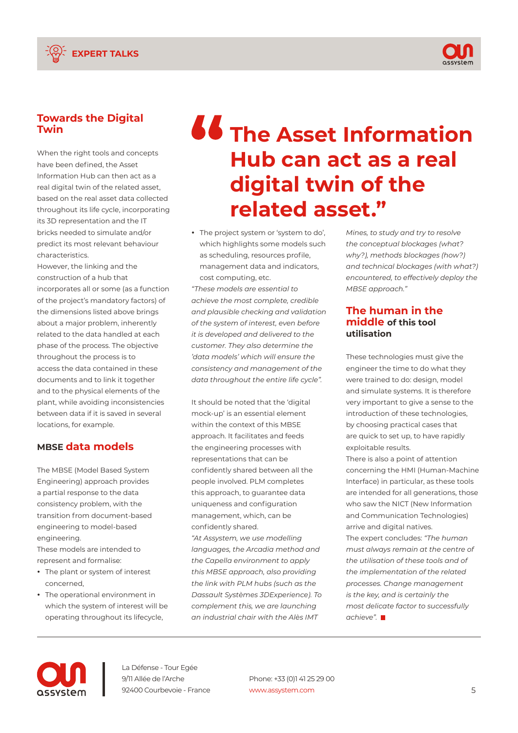## Towards the Digital Twin

When the right tools and concepts have been defined, the Asset Information Hub can then act as a real digital twin of the related asset, based on the real asset data collected throughout its life cycle, incorporating its 3D representation and the IT bricks needed to simulate and/or predict its most relevant behaviour characteristics.
However, the linking and the construction of a hub that incorporates all or some (as a function of the project's mandatory factors) of the dimensions listed above brings about a major problem, inherently related to the data handled at each phase of the process. The objective throughout the process is to access the data contained in these documents and to link it together and to the physical elements of the plant, while avoiding inconsistencies between data if it is saved in several locations, for example.

> **"The Asset Information Hub can act as a real digital twin of the related asset."**

## MBSE data models

The MBSE (Model Based System Engineering) approach provides a partial response to the data consistency problem, with the transition from document-based engineering to model-based engineering.
These models are intended to represent and formalise:

- The plant or system of interest concerned,
- The operational environment in which the system of interest will be operating throughout its lifecycle,
- The project system or 'system to do', which highlights some models such as scheduling, resources profile, management data and indicators, cost computing, etc.

*"These models are essential to achieve the most complete, credible and plausible checking and validation of the system of interest, even before it is developed and delivered to the customer. They also determine the 'data models' which will ensure the consistency and management of the data throughout the entire life cycle".*

It should be noted that the 'digital mock-up' is an essential element within the context of this MBSE approach. It facilitates and feeds the engineering processes with representations that can be confidently shared between all the people involved. PLM completes this approach, to guarantee data uniqueness and configuration management, which can be confidently shared.
*"At Assystem, we use modelling languages, the Arcadia method and the Capella environment to apply this MBSE approach, also providing the link with PLM hubs (such as the Dassault Systèmes 3DExperience). To complement this, we are launching an industrial chair with the Alès IMT Mines, to study and try to resolve the conceptual blockages (what? why?), methods blockages (how?) and technical blockages (with what?) encountered, to effectively deploy the MBSE approach."*

## The human in the middle of this tool utilisation

These technologies must give the engineer the time to do what they were trained to do: design, model and simulate systems. It is therefore very important to give a sense to the introduction of these technologies, by choosing practical cases that are quick to set up, to have rapidly exploitable results.
There is also a point of attention concerning the HMI (Human-Machine Interface) in particular, as these tools are intended for all generations, those who saw the NICT (New Information and Communication Technologies) arrive and digital natives.
The expert concludes: *"The human must always remain at the centre of the utilisation of these tools and of the implementation of the related processes. Change management is the key, and is certainly the most delicate factor to successfully achieve".* ■

---

La Défense - Tour Egée
9/11 Allée de l'Arche
92400 Courbevoie - France

Phone: +33 (0)1 41 25 29 00
www.assystem.com